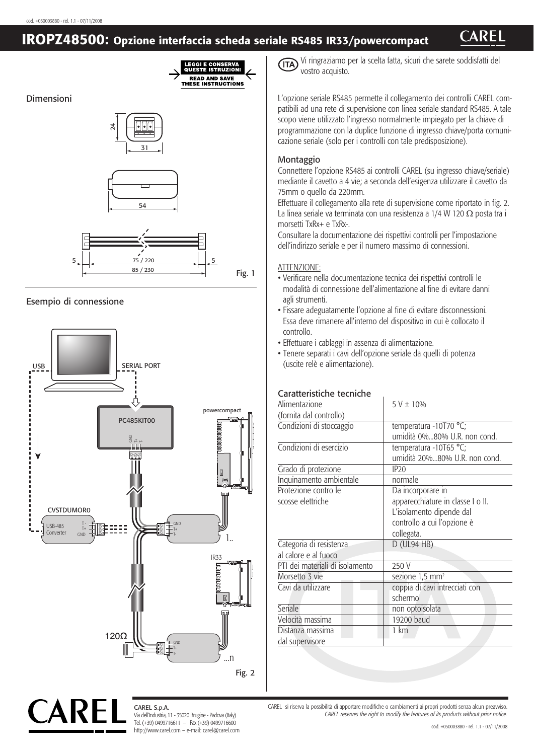# IROPZ48500: Opzione interfaccia scheda seriale RS485 IR33/powercompact

LEGGI E CONSERVA QUESTE ISTRUZIONI
READ AND SAVE THESE INSTRUCTIONS

## Dimensioni

Fig. 1

## Esempio di connessione

Fig. 2

(ITA) Vi ringraziamo per la scelta fatta, sicuri che sarete soddisfatti del vostro acquisto.

L'opzione seriale RS485 permette il collegamento dei controlli CAREL compatibili ad una rete di supervisione con linea seriale standard RS485. A tale scopo viene utilizzato l'ingresso normalmente impiegato per la chiave di programmazione con la duplice funzione di ingresso chiave/porta comunicazione seriale (solo per i controlli con tale predisposizione).

## Montaggio

Connettere l'opzione RS485 ai controlli CAREL (su ingresso chiave/seriale) mediante il cavetto a 4 vie; a seconda dell'esigenza utilizzare il cavetto da 75mm o quello da 220mm.

Effettuare il collegamento alla rete di supervisione come riportato in fig. 2. La linea seriale va terminata con una resistenza a 1/4 W 120 Ω posta tra i morsetti TxRx+ e TxRx-.

Consultare la documentazione dei rispettivi controlli per l'impostazione dell'indirizzo seriale e per il numero massimo di connessioni.

ATTENZIONE:

- Verificare nella documentazione tecnica dei rispettivi controlli le modalità di connessione dell'alimentazione al fine di evitare danni agli strumenti.
- Fissare adeguatamente l'opzione al fine di evitare disconnessioni. Essa deve rimanere all'interno del dispositivo in cui è collocato il controllo.
- Effettuare i cablaggi in assenza di alimentazione.
- Tenere separati i cavi dell'opzione seriale da quelli di potenza (uscite relè e alimentazione).

## Caratteristiche tecniche

| | |
|---|---|
| Alimentazione (fornita dal controllo) | 5 V ± 10% |
| Condizioni di stoccaggio | temperatura -10T70 °C; umidità 0%...80% U.R. non cond. |
| Condizioni di esercizio | temperatura -10T65 °C; umidità 20%...80% U.R. non cond. |
| Grado di protezione | IP20 |
| Inquinamento ambientale | normale |
| Protezione contro le scosse elettriche | Da incorporare in apparecchiature in classe I o II. L'isolamento dipende dal controllo a cui l'opzione è collegata. |
| Categoria di resistenza al calore e al fuoco | D (UL94 HB) |
| PTI dei materiali di isolamento | 250 V |
| Morsetto 3 vie | sezione 1,5 mm² |
| Cavi da utilizzare | coppia di cavi intrecciati con schermo |
| Seriale | non optoisolata |
| Velocità massima | 19200 baud |
| Distanza massima dal supervisore | 1 km |

CAREL S.p.A.
Via dell'Industria, 11 - 35020 Brugine - Padova (Italy)
Tel. (+39) 0499716611 – Fax (+39) 0499716600
http://www.carel.com – e-mail: carel@carel.com

CAREL si riserva la possibilità di apportare modifiche o cambiamenti ai propri prodotti senza alcun preavviso.
*CAREL reserves the right to modify the features of its products without prior notice.*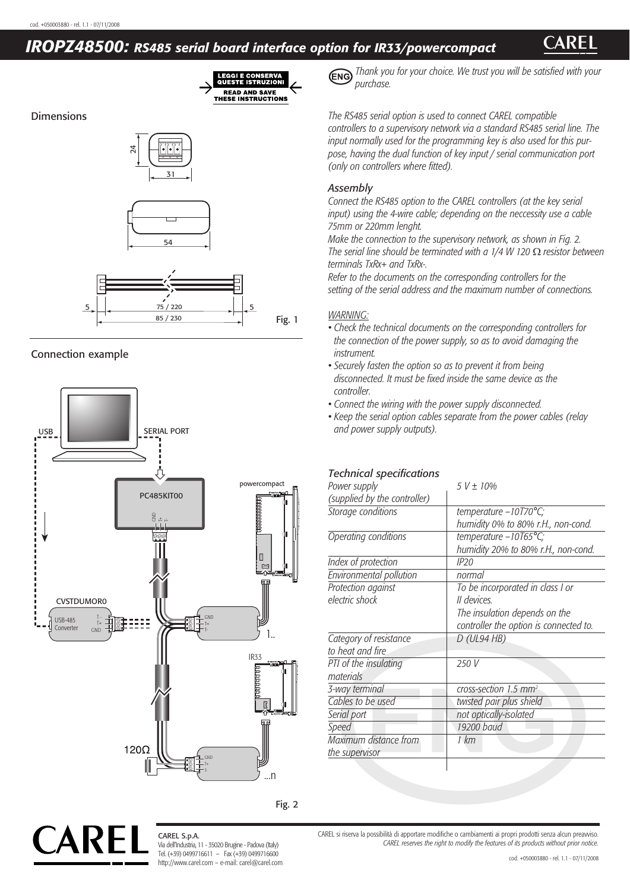# IROPZ48500: RS485 serial board interface option for IR33/powercompact

LEGGI E CONSERVA QUESTE ISTRUZIONI
READ AND SAVE THESE INSTRUCTIONS

## Dimensions

24
31
54
5
75 / 220
85 / 230
5

Fig. 1

## Connection example

USB
SERIAL PORT
PC485KIT00
GND T+ T-
powercompact
CVSTDUMOR0
USB-485 Converter
T-
T+
GND
GND
T+
T-
1..
IR33
120Ω
GND
T+
T-
...n

Fig. 2

*Thank you for your choice. We trust you will be satisfied with your purchase.*

*The RS485 serial option is used to connect CAREL compatible controllers to a supervisory network via a standard RS485 serial line. The input normally used for the programming key is also used for this purpose, having the dual function of key input / serial communication port (only on controllers where fitted).*

### Assembly

*Connect the RS485 option to the CAREL controllers (at the key serial input) using the 4-wire cable; depending on the neccessity use a cable 75mm or 220mm lenght.*
*Make the connection to the supervisory network, as shown in Fig. 2.*
*The serial line should be terminated with a 1/4 W 120 Ω resistor between terminals TxRx+ and TxRx-.*
*Refer to the documents on the corresponding controllers for the setting of the serial address and the maximum number of connections.*

*WARNING:*

- *Check the technical documents on the corresponding controllers for the connection of the power supply, so as to avoid damaging the instrument.*
- *Securely fasten the option so as to prevent it from being disconnected. It must be fixed inside the same device as the controller.*
- *Connect the wiring with the power supply disconnected.*
- *Keep the serial option cables separate from the power cables (relay and power supply outputs).*

### Technical specifications

| | |
|---|---|
| Power supply (supplied by the controller) | 5 V ± 10% |
| Storage conditions | temperature –10T70°C; humidity 0% to 80% r.H., non-cond. |
| Operating conditions | temperature –10T65°C; humidity 20% to 80% r.H., non-cond. |
| Index of protection | IP20 |
| Environmental pollution | normal |
| Protection against electric shock | To be incorporated in class I or II devices. The insulation depends on the controller the option is connected to. |
| Category of resistance to heat and fire | D (UL94 HB) |
| PTI of the insulating materials | 250 V |
| 3-way terminal | cross-section 1.5 mm$^2$ |
| Cables to be used | twisted pair plus shield |
| Serial port | not optically-isolated |
| Speed | 19200 baud |
| Maximum distance from the supervisor | 1 km |

CAREL S.p.A.
Via dell'Industria, 11 - 35020 Brugine - Padova (Italy)
Tel. (+39) 0499716611 – Fax (+39) 0499716600
http://www.carel.com – e-mail: carel@carel.com

CAREL si riserva la possibilità di apportare modifiche o cambiamenti ai propri prodotti senza alcun preavviso.
*CAREL reserves the right to modify the features of its products without prior notice.*